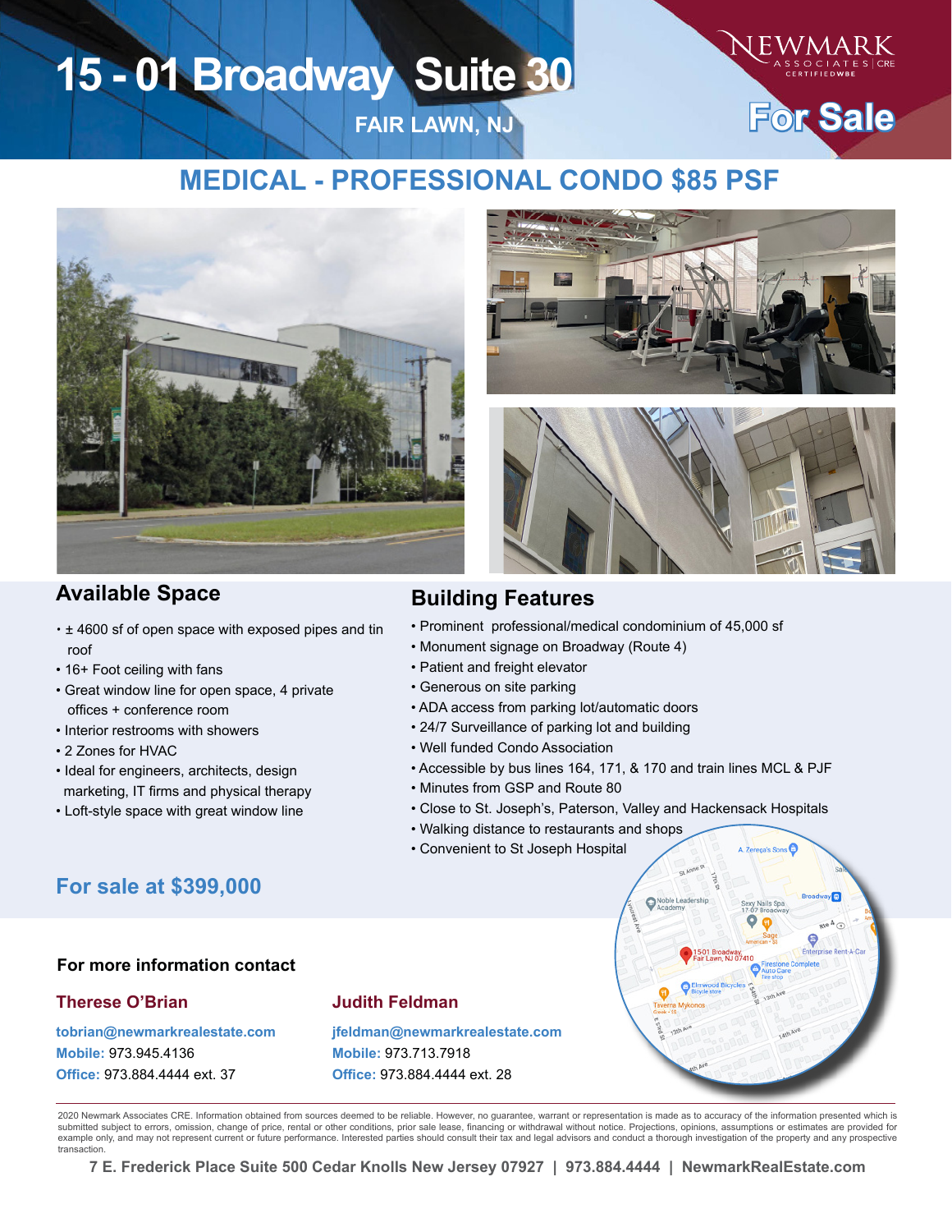# 15 - 01 Broadway Suite 30

**FAIR LAWN, NJ**

NEWMARK ASSOCIATES | CRE CERTIFIED WBE

**For Sale**

## MEDICAL - PROFESSIONAL CONDO $85 PSF

## Available Space

- ± 4600 sf of open space with exposed pipes and tin roof
- 16+ Foot ceiling with fans
- Great window line for open space, 4 private offices + conference room
- Interior restrooms with showers
- 2 Zones for HVAC
- Ideal for engineers, architects, design marketing, IT firms and physical therapy
- Loft-style space with great window line

## Building Features

- Prominent professional/medical condominium of 45,000 sf
- Monument signage on Broadway (Route 4)
- Patient and freight elevator
- Generous on site parking
- ADA access from parking lot/automatic doors
- 24/7 Surveillance of parking lot and building
- Well funded Condo Association
- Accessible by bus lines 164, 171, & 170 and train lines MCL & PJF
- Minutes from GSP and Route 80
- Close to St. Joseph's, Paterson, Valley and Hackensack Hospitals
- Walking distance to restaurants and shops
- Convenient to St Joseph Hospital

## For sale at $399,000

### For more information contact

**Therese O'Brian**
tobrian@newmarkrealestate.com
**Mobile:** 973.945.4136
**Office:** 973.884.4444 ext. 37

**Judith Feldman**
jfeldman@newmarkrealestate.com
**Mobile:** 973.713.7918
**Office:** 973.884.4444 ext. 28

2020 Newmark Associates CRE. Information obtained from sources deemed to be reliable. However, no guarantee, warrant or representation is made as to accuracy of the information presented which is submitted subject to errors, omission, change of price, rental or other conditions, prior sale lease, financing or withdrawal without notice. Projections, opinions, assumptions or estimates are provided for example only, and may not represent current or future performance. Interested parties should consult their tax and legal advisors and conduct a thorough investigation of the property and any prospective transaction.

**7 E. Frederick Place Suite 500 Cedar Knolls New Jersey 07927 | 973.884.4444 | NewmarkRealEstate.com**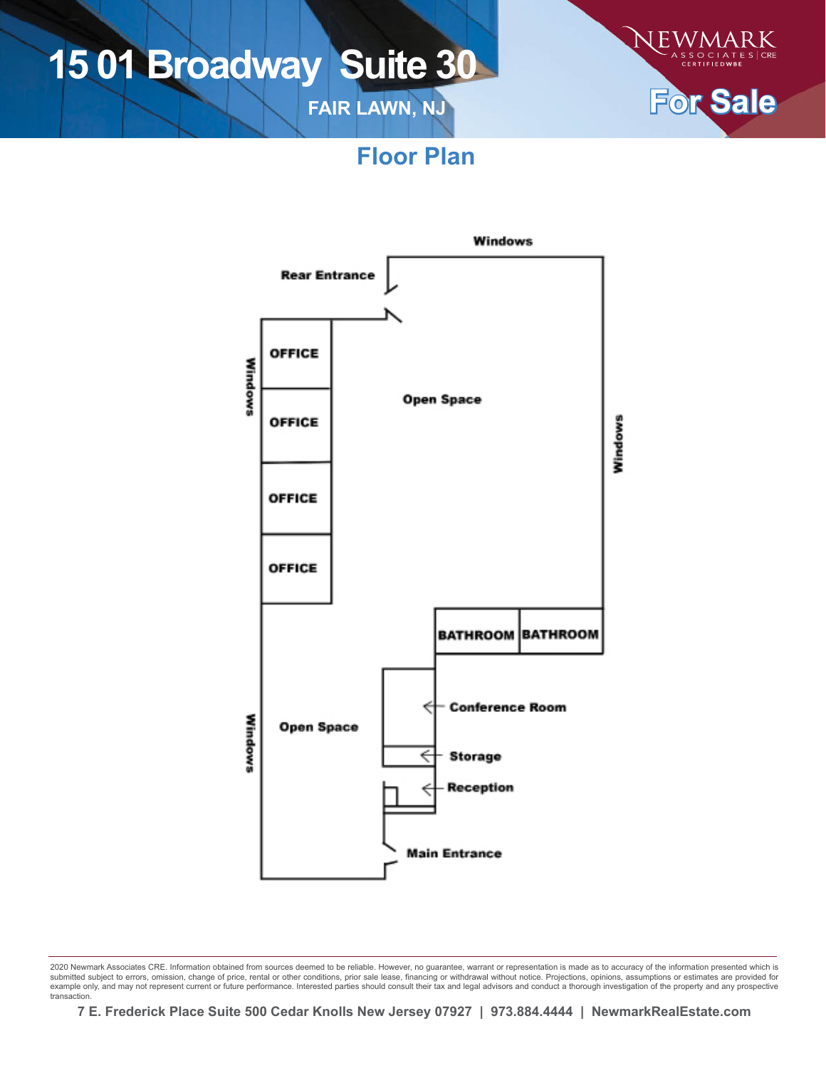# 15 01 Broadway Suite 30

FAIR LAWN, NJ

NEWMARK ASSOCIATES | CRE CERTIFIEDWBE

For Sale

## Floor Plan

Windows

Rear Entrance

Windows

OFFICE

OFFICE

OFFICE

OFFICE

Open Space

Windows

BATHROOM

BATHROOM

Conference Room

Windows

Open Space

Storage

Reception

Main Entrance

2020 Newmark Associates CRE. Information obtained from sources deemed to be reliable. However, no guarantee, warrant or representation is made as to accuracy of the information presented which is submitted subject to errors, omission, change of price, rental or other conditions, prior sale lease, financing or withdrawal without notice. Projections, opinions, assumptions or estimates are provided for example only, and may not represent current or future performance. Interested parties should consult their tax and legal advisors and conduct a thorough investigation of the property and any prospective transaction.

**7 E. Frederick Place Suite 500 Cedar Knolls New Jersey 07927 | 973.884.4444 | NewmarkRealEstate.com**